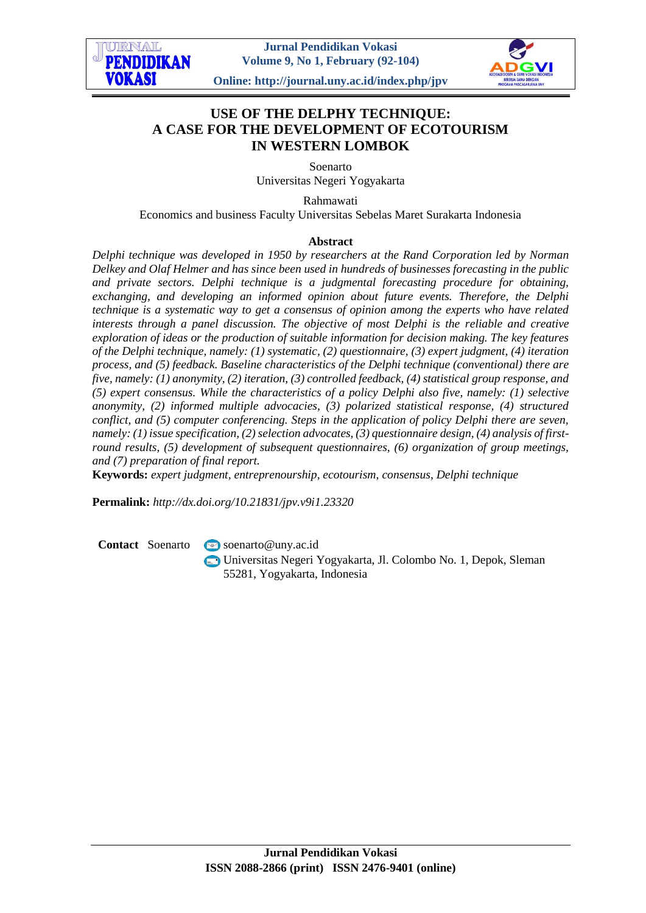# USE OF THE DELPHY TECHNIQUE: A CASE FOR THE DEVELOPMENT OF ECOTOURISM IN WESTERN LOMBOK

Soenarto
Universitas Negeri Yogyakarta

Rahmawati
Economics and business Faculty Universitas Sebelas Maret Surakarta Indonesia

## Abstract

*Delphi technique was developed in 1950 by researchers at the Rand Corporation led by Norman Delkey and Olaf Helmer and has since been used in hundreds of businesses forecasting in the public and private sectors. Delphi technique is a judgmental forecasting procedure for obtaining, exchanging, and developing an informed opinion about future events. Therefore, the Delphi technique is a systematic way to get a consensus of opinion among the experts who have related interests through a panel discussion. The objective of most Delphi is the reliable and creative exploration of ideas or the production of suitable information for decision making. The key features of the Delphi technique, namely: (1) systematic, (2) questionnaire, (3) expert judgment, (4) iteration process, and (5) feedback. Baseline characteristics of the Delphi technique (conventional) there are five, namely: (1) anonymity, (2) iteration, (3) controlled feedback, (4) statistical group response, and (5) expert consensus. While the characteristics of a policy Delphi also five, namely: (1) selective anonymity, (2) informed multiple advocacies, (3) polarized statistical response, (4) structured conflict, and (5) computer conferencing. Steps in the application of policy Delphi there are seven, namely: (1) issue specification, (2) selection advocates, (3) questionnaire design, (4) analysis of first-round results, (5) development of subsequent questionnaires, (6) organization of group meetings, and (7) preparation of final report.*

**Keywords:** *expert judgment, entreprenourship, ecotourism, consensus, Delphi technique*

**Permalink:** *http://dx.doi.org/10.21831/jpv.v9i1.23320*

**Contact** Soenarto
soenarto@uny.ac.id
Universitas Negeri Yogyakarta, Jl. Colombo No. 1, Depok, Sleman 55281, Yogyakarta, Indonesia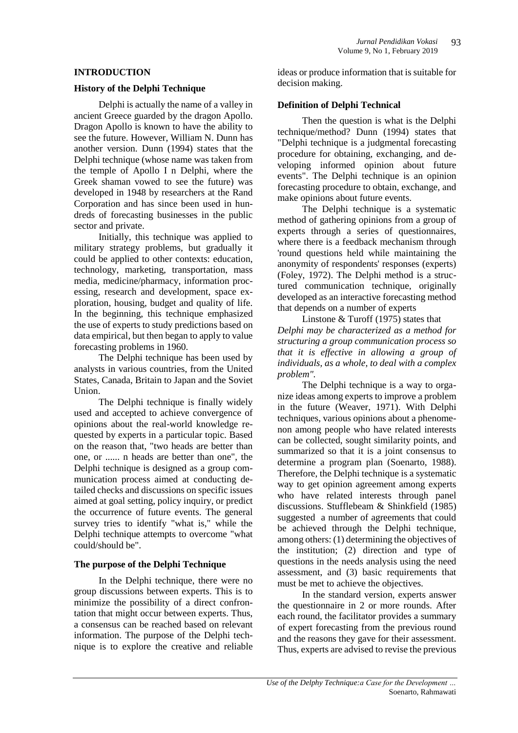## INTRODUCTION

### History of the Delphi Technique

Delphi is actually the name of a valley in ancient Greece guarded by the dragon Apollo. Dragon Apollo is known to have the ability to see the future. However, William N. Dunn has another version. Dunn (1994) states that the Delphi technique (whose name was taken from the temple of Apollo I n Delphi, where the Greek shaman vowed to see the future) was developed in 1948 by researchers at the Rand Corporation and has since been used in hundreds of forecasting businesses in the public sector and private.

Initially, this technique was applied to military strategy problems, but gradually it could be applied to other contexts: education, technology, marketing, transportation, mass media, medicine/pharmacy, information processing, research and development, space exploration, housing, budget and quality of life. In the beginning, this technique emphasized the use of experts to study predictions based on data empirical, but then began to apply to value forecasting problems in 1960.

The Delphi technique has been used by analysts in various countries, from the United States, Canada, Britain to Japan and the Soviet Union.

The Delphi technique is finally widely used and accepted to achieve convergence of opinions about the real-world knowledge requested by experts in a particular topic. Based on the reason that, "two heads are better than one, or ...... n heads are better than one", the Delphi technique is designed as a group communication process aimed at conducting detailed checks and discussions on specific issues aimed at goal setting, policy inquiry, or predict the occurrence of future events. The general survey tries to identify "what is," while the Delphi technique attempts to overcome "what could/should be".

### The purpose of the Delphi Technique

In the Delphi technique, there were no group discussions between experts. This is to minimize the possibility of a direct confrontation that might occur between experts. Thus, a consensus can be reached based on relevant information. The purpose of the Delphi technique is to explore the creative and reliable ideas or produce information that is suitable for decision making.

### Definition of Delphi Technical

Then the question is what is the Delphi technique/method? Dunn (1994) states that "Delphi technique is a judgmental forecasting procedure for obtaining, exchanging, and developing informed opinion about future events". The Delphi technique is an opinion forecasting procedure to obtain, exchange, and make opinions about future events.

The Delphi technique is a systematic method of gathering opinions from a group of experts through a series of questionnaires, where there is a feedback mechanism through 'round questions held while maintaining the anonymity of respondents' responses (experts) (Foley, 1972). The Delphi method is a structured communication technique, originally developed as an interactive forecasting method that depends on a number of experts

Linstone & Turoff (1975) states that *Delphi may be characterized as a method for structuring a group communication process so that it is effective in allowing a group of individuals, as a whole, to deal with a complex problem".*

The Delphi technique is a way to organize ideas among experts to improve a problem in the future (Weaver, 1971). With Delphi techniques, various opinions about a phenomenon among people who have related interests can be collected, sought similarity points, and summarized so that it is a joint consensus to determine a program plan (Soenarto, 1988). Therefore, the Delphi technique is a systematic way to get opinion agreement among experts who have related interests through panel discussions. Stufflebeam & Shinkfield (1985) suggested a number of agreements that could be achieved through the Delphi technique, among others: (1) determining the objectives of the institution; (2) direction and type of questions in the needs analysis using the need assessment, and (3) basic requirements that must be met to achieve the objectives.

In the standard version, experts answer the questionnaire in 2 or more rounds. After each round, the facilitator provides a summary of expert forecasting from the previous round and the reasons they gave for their assessment. Thus, experts are advised to revise the previous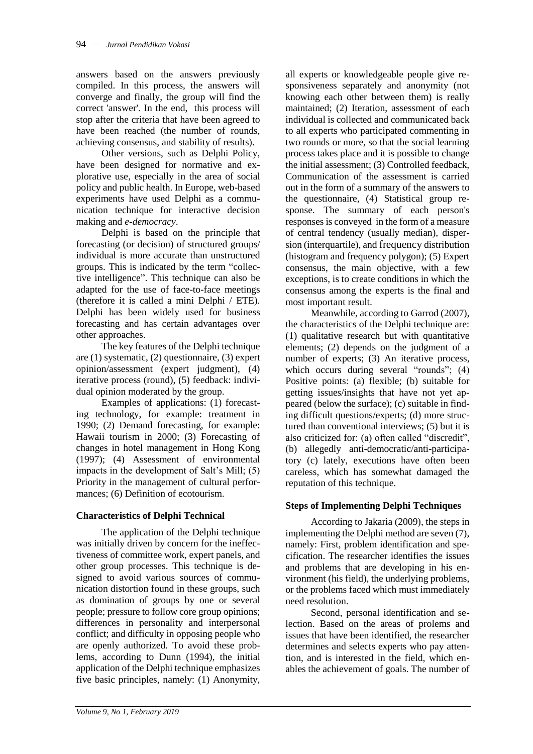answers based on the answers previously compiled. In this process, the answers will converge and finally, the group will find the correct 'answer'. In the end, this process will stop after the criteria that have been agreed to have been reached (the number of rounds, achieving consensus, and stability of results).

Other versions, such as Delphi Policy, have been designed for normative and explorative use, especially in the area of social policy and public health. In Europe, web-based experiments have used Delphi as a communication technique for interactive decision making and *e-democracy*.

Delphi is based on the principle that forecasting (or decision) of structured groups/ individual is more accurate than unstructured groups. This is indicated by the term "collective intelligence". This technique can also be adapted for the use of face-to-face meetings (therefore it is called a mini Delphi / ETE). Delphi has been widely used for business forecasting and has certain advantages over other approaches.

The key features of the Delphi technique are (1) systematic, (2) questionnaire, (3) expert opinion/assessment (expert judgment), (4) iterative process (round), (5) feedback: individual opinion moderated by the group.

Examples of applications: (1) forecasting technology, for example: treatment in 1990; (2) Demand forecasting, for example: Hawaii tourism in 2000; (3) Forecasting of changes in hotel management in Hong Kong (1997); (4) Assessment of environmental impacts in the development of Salt's Mill; (5) Priority in the management of cultural performances; (6) Definition of ecotourism.

## Characteristics of Delphi Technical

The application of the Delphi technique was initially driven by concern for the ineffectiveness of committee work, expert panels, and other group processes. This technique is designed to avoid various sources of communication distortion found in these groups, such as domination of groups by one or several people; pressure to follow core group opinions; differences in personality and interpersonal conflict; and difficulty in opposing people who are openly authorized. To avoid these problems, according to Dunn (1994), the initial application of the Delphi technique emphasizes five basic principles, namely: (1) Anonymity, all experts or knowledgeable people give responsiveness separately and anonymity (not knowing each other between them) is really maintained; (2) Iteration, assessment of each individual is collected and communicated back to all experts who participated commenting in two rounds or more, so that the social learning process takes place and it is possible to change the initial assessment; (3) Controlled feedback, Communication of the assessment is carried out in the form of a summary of the answers to the questionnaire, (4) Statistical group response. The summary of each person's responses is conveyed in the form of a measure of central tendency (usually median), dispersion (interquartile), and frequency distribution (histogram and frequency polygon); (5) Expert consensus, the main objective, with a few exceptions, is to create conditions in which the consensus among the experts is the final and most important result.

Meanwhile, according to Garrod (2007), the characteristics of the Delphi technique are: (1) qualitative research but with quantitative elements; (2) depends on the judgment of a number of experts; (3) An iterative process, which occurs during several "rounds"; (4) Positive points: (a) flexible; (b) suitable for getting issues/insights that have not yet appeared (below the surface); (c) suitable in finding difficult questions/experts; (d) more structured than conventional interviews; (5) but it is also criticized for: (a) often called "discredit", (b) allegedly anti-democratic/anti-participatory (c) lately, executions have often been careless, which has somewhat damaged the reputation of this technique.

## Steps of Implementing Delphi Techniques

According to Jakaria (2009), the steps in implementing the Delphi method are seven (7), namely: First, problem identification and specification. The researcher identifies the issues and problems that are developing in his environment (his field), the underlying problems, or the problems faced which must immediately need resolution.

Second, personal identification and selection. Based on the areas of prolems and issues that have been identified, the researcher determines and selects experts who pay attention, and is interested in the field, which enables the achievement of goals. The number of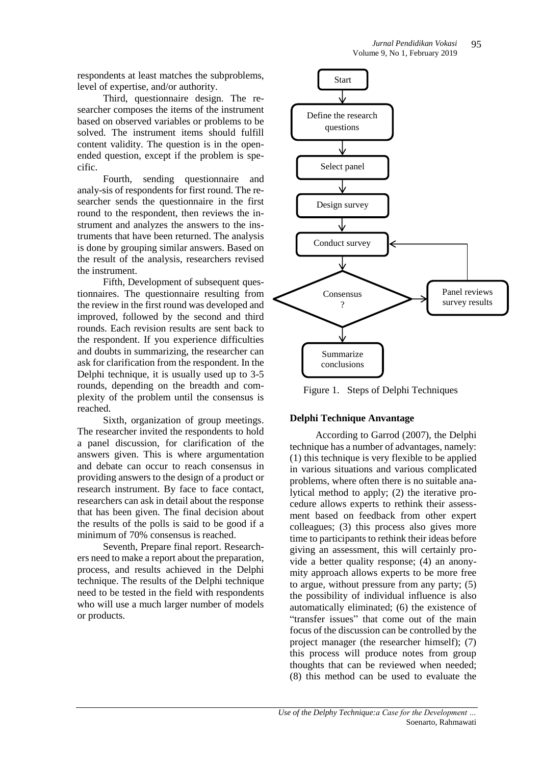respondents at least matches the subproblems, level of expertise, and/or authority.

Third, questionnaire design. The researcher composes the items of the instrument based on observed variables or problems to be solved. The instrument items should fulfill content validity. The question is in the open-ended question, except if the problem is specific.

Fourth, sending questionnaire and analy-sis of respondents for first round. The researcher sends the questionnaire in the first round to the respondent, then reviews the instrument and analyzes the answers to the instruments that have been returned. The analysis is done by grouping similar answers. Based on the result of the analysis, researchers revised the instrument.

Fifth, Development of subsequent questionnaires. The questionnaire resulting from the review in the first round was developed and improved, followed by the second and third rounds. Each revision results are sent back to the respondent. If you experience difficulties and doubts in summarizing, the researcher can ask for clarification from the respondent. In the Delphi technique, it is usually used up to 3-5 rounds, depending on the breadth and complexity of the problem until the consensus is reached.

Sixth, organization of group meetings. The researcher invited the respondents to hold a panel discussion, for clarification of the answers given. This is where argumentation and debate can occur to reach consensus in providing answers to the design of a product or research instrument. By face to face contact, researchers can ask in detail about the response that has been given. The final decision about the results of the polls is said to be good if a minimum of 70% consensus is reached.

Seventh, Prepare final report. Researchers need to make a report about the preparation, process, and results achieved in the Delphi technique. The results of the Delphi technique need to be tested in the field with respondents who will use a much larger number of models or products.

Start

Define the research questions

Select panel

Design survey

Conduct survey

Consensus ?

Panel reviews survey results

Summarize conclusions

Figure 1. Steps of Delphi Techniques

### Delphi Technique Anvantage

According to Garrod (2007), the Delphi technique has a number of advantages, namely: (1) this technique is very flexible to be applied in various situations and various complicated problems, where often there is no suitable analytical method to apply; (2) the iterative procedure allows experts to rethink their assessment based on feedback from other expert colleagues; (3) this process also gives more time to participants to rethink their ideas before giving an assessment, this will certainly provide a better quality response; (4) an anonymity approach allows experts to be more free to argue, without pressure from any party; (5) the possibility of individual influence is also automatically eliminated; (6) the existence of "transfer issues" that come out of the main focus of the discussion can be controlled by the project manager (the researcher himself); (7) this process will produce notes from group thoughts that can be reviewed when needed; (8) this method can be used to evaluate the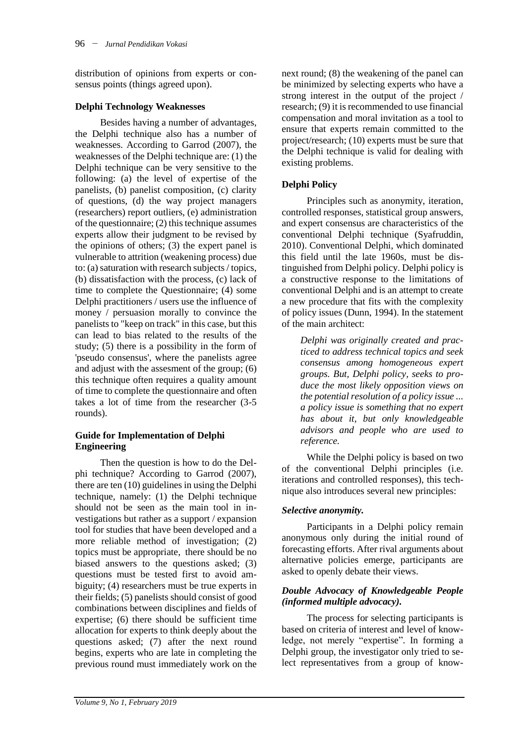distribution of opinions from experts or consensus points (things agreed upon).

### Delphi Technology Weaknesses

Besides having a number of advantages, the Delphi technique also has a number of weaknesses. According to Garrod (2007), the weaknesses of the Delphi technique are: (1) the Delphi technique can be very sensitive to the following: (a) the level of expertise of the panelists, (b) panelist composition, (c) clarity of questions, (d) the way project managers (researchers) report outliers, (e) administration of the questionnaire; (2) this technique assumes experts allow their judgment to be revised by the opinions of others; (3) the expert panel is vulnerable to attrition (weakening process) due to: (a) saturation with research subjects / topics, (b) dissatisfaction with the process, (c) lack of time to complete the Questionnaire; (4) some Delphi practitioners / users use the influence of money / persuasion morally to convince the panelists to "keep on track" in this case, but this can lead to bias related to the results of the study; (5) there is a possibility in the form of 'pseudo consensus', where the panelists agree and adjust with the assesment of the group; (6) this technique often requires a quality amount of time to complete the questionnaire and often takes a lot of time from the researcher (3-5 rounds).

### Guide for Implementation of Delphi Engineering

Then the question is how to do the Delphi technique? According to Garrod (2007), there are ten (10) guidelines in using the Delphi technique, namely: (1) the Delphi technique should not be seen as the main tool in investigations but rather as a support / expansion tool for studies that have been developed and a more reliable method of investigation; (2) topics must be appropriate, there should be no biased answers to the questions asked; (3) questions must be tested first to avoid ambiguity; (4) researchers must be true experts in their fields; (5) panelists should consist of good combinations between disciplines and fields of expertise; (6) there should be sufficient time allocation for experts to think deeply about the questions asked; (7) after the next round begins, experts who are late in completing the previous round must immediately work on the next round; (8) the weakening of the panel can be minimized by selecting experts who have a strong interest in the output of the project / research; (9) it is recommended to use financial compensation and moral invitation as a tool to ensure that experts remain committed to the project/research; (10) experts must be sure that the Delphi technique is valid for dealing with existing problems.

### Delphi Policy

Principles such as anonymity, iteration, controlled responses, statistical group answers, and expert consensus are characteristics of the conventional Delphi technique (Syafruddin, 2010). Conventional Delphi, which dominated this field until the late 1960s, must be distinguished from Delphi policy. Delphi policy is a constructive response to the limitations of conventional Delphi and is an attempt to create a new procedure that fits with the complexity of policy issues (Dunn, 1994). In the statement of the main architect:

> *Delphi was originally created and practiced to address technical topics and seek consensus among homogeneous expert groups. But, Delphi policy, seeks to produce the most likely opposition views on the potential resolution of a policy issue ... a policy issue is something that no expert has about it, but only knowledgeable advisors and people who are used to reference.*

While the Delphi policy is based on two of the conventional Delphi principles (i.e. iterations and controlled responses), this technique also introduces several new principles:

#### *Selective anonymity.*

Participants in a Delphi policy remain anonymous only during the initial round of forecasting efforts. After rival arguments about alternative policies emerge, participants are asked to openly debate their views.

#### *Double Advocacy of Knowledgeable People (informed multiple advocacy).*

The process for selecting participants is based on criteria of interest and level of knowledge, not merely "expertise". In forming a Delphi group, the investigator only tried to select representatives from a group of know-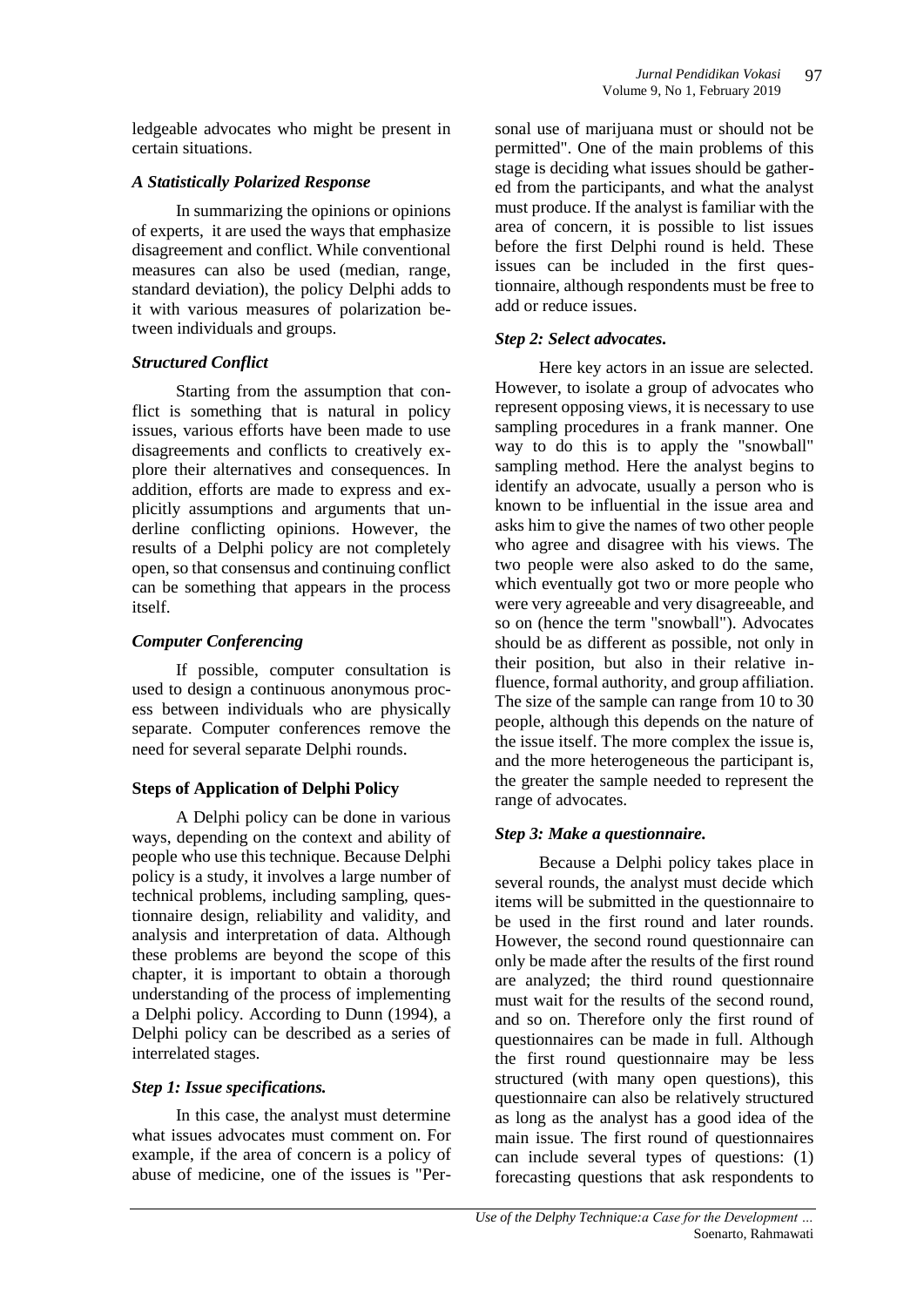ledgeable advocates who might be present in certain situations.

### *A Statistically Polarized Response*

In summarizing the opinions or opinions of experts, it are used the ways that emphasize disagreement and conflict. While conventional measures can also be used (median, range, standard deviation), the policy Delphi adds to it with various measures of polarization between individuals and groups.

### *Structured Conflict*

Starting from the assumption that conflict is something that is natural in policy issues, various efforts have been made to use disagreements and conflicts to creatively explore their alternatives and consequences. In addition, efforts are made to express and explicitly assumptions and arguments that underline conflicting opinions. However, the results of a Delphi policy are not completely open, so that consensus and continuing conflict can be something that appears in the process itself.

### *Computer Conferencing*

If possible, computer consultation is used to design a continuous anonymous process between individuals who are physically separate. Computer conferences remove the need for several separate Delphi rounds.

## **Steps of Application of Delphi Policy**

A Delphi policy can be done in various ways, depending on the context and ability of people who use this technique. Because Delphi policy is a study, it involves a large number of technical problems, including sampling, questionnaire design, reliability and validity, and analysis and interpretation of data. Although these problems are beyond the scope of this chapter, it is important to obtain a thorough understanding of the process of implementing a Delphi policy. According to Dunn (1994), a Delphi policy can be described as a series of interrelated stages.

### *Step 1: Issue specifications.*

In this case, the analyst must determine what issues advocates must comment on. For example, if the area of concern is a policy of abuse of medicine, one of the issues is "Personal use of marijuana must or should not be permitted". One of the main problems of this stage is deciding what issues should be gathered from the participants, and what the analyst must produce. If the analyst is familiar with the area of concern, it is possible to list issues before the first Delphi round is held. These issues can be included in the first questionnaire, although respondents must be free to add or reduce issues.

### *Step 2: Select advocates.*

Here key actors in an issue are selected. However, to isolate a group of advocates who represent opposing views, it is necessary to use sampling procedures in a frank manner. One way to do this is to apply the "snowball" sampling method. Here the analyst begins to identify an advocate, usually a person who is known to be influential in the issue area and asks him to give the names of two other people who agree and disagree with his views. The two people were also asked to do the same, which eventually got two or more people who were very agreeable and very disagreeable, and so on (hence the term "snowball"). Advocates should be as different as possible, not only in their position, but also in their relative influence, formal authority, and group affiliation. The size of the sample can range from 10 to 30 people, although this depends on the nature of the issue itself. The more complex the issue is, and the more heterogeneous the participant is, the greater the sample needed to represent the range of advocates.

### *Step 3: Make a questionnaire.*

Because a Delphi policy takes place in several rounds, the analyst must decide which items will be submitted in the questionnaire to be used in the first round and later rounds. However, the second round questionnaire can only be made after the results of the first round are analyzed; the third round questionnaire must wait for the results of the second round, and so on. Therefore only the first round of questionnaires can be made in full. Although the first round questionnaire may be less structured (with many open questions), this questionnaire can also be relatively structured as long as the analyst has a good idea of the main issue. The first round of questionnaires can include several types of questions: (1) forecasting questions that ask respondents to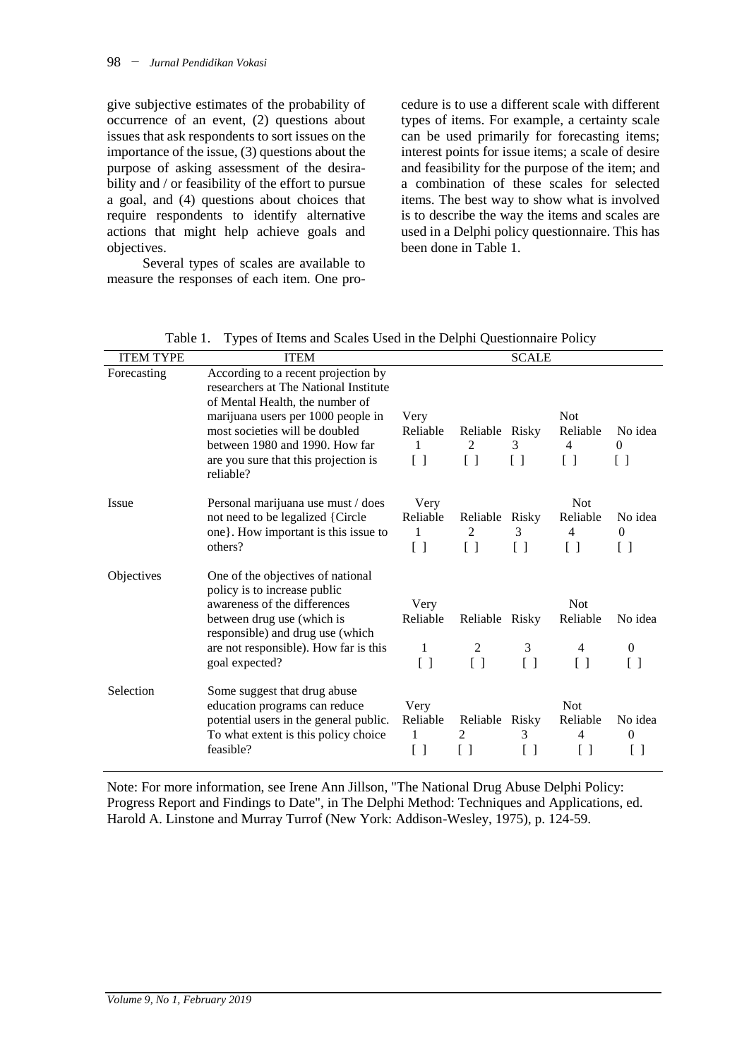give subjective estimates of the probability of occurrence of an event, (2) questions about issues that ask respondents to sort issues on the importance of the issue, (3) questions about the purpose of asking assessment of the desirability and / or feasibility of the effort to pursue a goal, and (4) questions about choices that require respondents to identify alternative actions that might help achieve goals and objectives.

Several types of scales are available to measure the responses of each item. One procedure is to use a different scale with different types of items. For example, a certainty scale can be used primarily for forecasting items; interest points for issue items; a scale of desire and feasibility for the purpose of the item; and a combination of these scales for selected items. The best way to show what is involved is to describe the way the items and scales are used in a Delphi policy questionnaire. This has been done in Table 1.

Table 1. Types of Items and Scales Used in the Delphi Questionnaire Policy

| ITEM TYPE | ITEM | SCALE | | | | |
|---|---|---|---|---|---|---|
| Forecasting | According to a recent projection by researchers at The National Institute of Mental Health, the number of marijuana users per 1000 people in most societies will be doubled between 1980 and 1990. How far are you sure that this projection is reliable? | Very Reliable 1 [ ] | Reliable 2 [ ] | Risky 3 [ ] | Not Reliable 4 [ ] | No idea 0 [ ] |
| Issue | Personal marijuana use must / does not need to be legalized {Circle one}. How important is this issue to others? | Very Reliable 1 [ ] | Reliable 2 [ ] | Risky 3 [ ] | Not Reliable 4 [ ] | No idea 0 [ ] |
| Objectives | One of the objectives of national policy is to increase public awareness of the differences between drug use (which is responsible) and drug use (which are not responsible). How far is this goal expected? | Very Reliable 1 [ ] | Reliable 2 [ ] | Risky 3 [ ] | Not Reliable 4 [ ] | No idea 0 [ ] |
| Selection | Some suggest that drug abuse education programs can reduce potential users in the general public. To what extent is this policy choice feasible? | Very Reliable 1 [ ] | Reliable 2 [ ] | Risky 3 [ ] | Not Reliable 4 [ ] | No idea 0 [ ] |

Note: For more information, see Irene Ann Jillson, "The National Drug Abuse Delphi Policy: Progress Report and Findings to Date", in The Delphi Method: Techniques and Applications, ed. Harold A. Linstone and Murray Turrof (New York: Addison-Wesley, 1975), p. 124-59.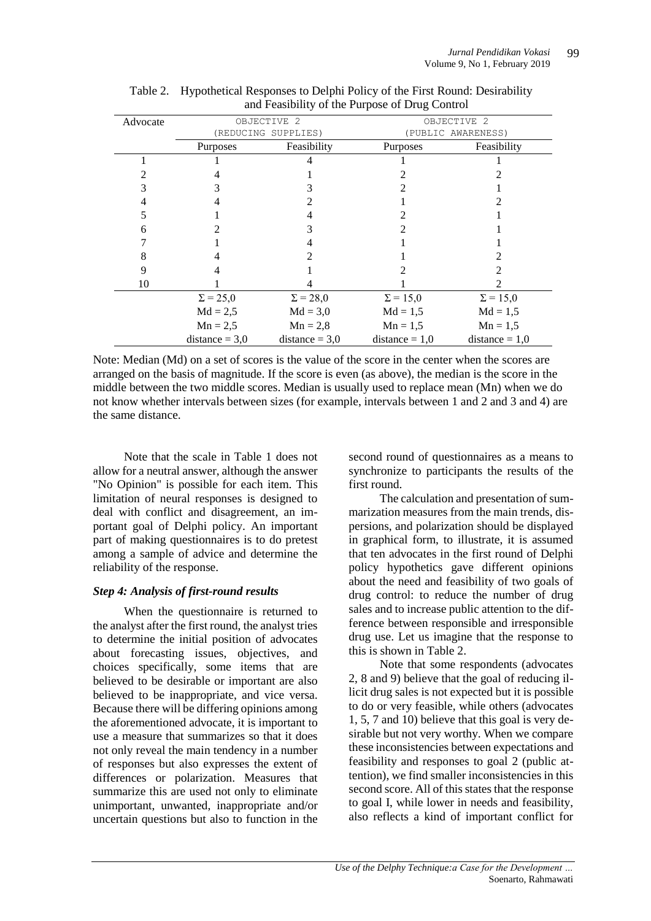Table 2. Hypothetical Responses to Delphi Policy of the First Round: Desirability and Feasibility of the Purpose of Drug Control

| Advocate | OBJECTIVE 2 (REDUCING SUPPLIES) | | OBJECTIVE 2 (PUBLIC AWARENESS) | |
|---|---|---|---|---|
| | Purposes | Feasibility | Purposes | Feasibility |
| 1 | 1 | 4 | 1 | 1 |
| 2 | 4 | 1 | 2 | 2 |
| 3 | 3 | 3 | 2 | 1 |
| 4 | 4 | 2 | 1 | 2 |
| 5 | 1 | 4 | 2 | 1 |
| 6 | 2 | 3 | 2 | 1 |
| 7 | 1 | 4 | 1 | 1 |
| 8 | 4 | 2 | 1 | 2 |
| 9 | 4 | 1 | 2 | 2 |
| 10 | 1 | 4 | 1 | 2 |
| | Σ = 25,0 | Σ = 28,0 | Σ = 15,0 | Σ = 15,0 |
| | Md = 2,5 | Md = 3,0 | Md = 1,5 | Md = 1,5 |
| | Mn = 2,5 | Mn = 2,8 | Mn = 1,5 | Mn = 1,5 |
| | distance = 3,0 | distance = 3,0 | distance = 1,0 | distance = 1,0 |

Note: Median (Md) on a set of scores is the value of the score in the center when the scores are arranged on the basis of magnitude. If the score is even (as above), the median is the score in the middle between the two middle scores. Median is usually used to replace mean (Mn) when we do not know whether intervals between sizes (for example, intervals between 1 and 2 and 3 and 4) are the same distance.

Note that the scale in Table 1 does not allow for a neutral answer, although the answer "No Opinion" is possible for each item. This limitation of neural responses is designed to deal with conflict and disagreement, an important goal of Delphi policy. An important part of making questionnaires is to do pretest among a sample of advice and determine the reliability of the response.

### *Step 4: Analysis of first-round results*

When the questionnaire is returned to the analyst after the first round, the analyst tries to determine the initial position of advocates about forecasting issues, objectives, and choices specifically, some items that are believed to be desirable or important are also believed to be inappropriate, and vice versa. Because there will be differing opinions among the aforementioned advocate, it is important to use a measure that summarizes so that it does not only reveal the main tendency in a number of responses but also expresses the extent of differences or polarization. Measures that summarize this are used not only to eliminate unimportant, unwanted, inappropriate and/or uncertain questions but also to function in the second round of questionnaires as a means to synchronize to participants the results of the first round.

The calculation and presentation of summarization measures from the main trends, dispersions, and polarization should be displayed in graphical form, to illustrate, it is assumed that ten advocates in the first round of Delphi policy hypothetics gave different opinions about the need and feasibility of two goals of drug control: to reduce the number of drug sales and to increase public attention to the difference between responsible and irresponsible drug use. Let us imagine that the response to this is shown in Table 2.

Note that some respondents (advocates 2, 8 and 9) believe that the goal of reducing illicit drug sales is not expected but it is possible to do or very feasible, while others (advocates 1, 5, 7 and 10) believe that this goal is very desirable but not very worthy. When we compare these inconsistencies between expectations and feasibility and responses to goal 2 (public attention), we find smaller inconsistencies in this second score. All of this states that the response to goal I, while lower in needs and feasibility, also reflects a kind of important conflict for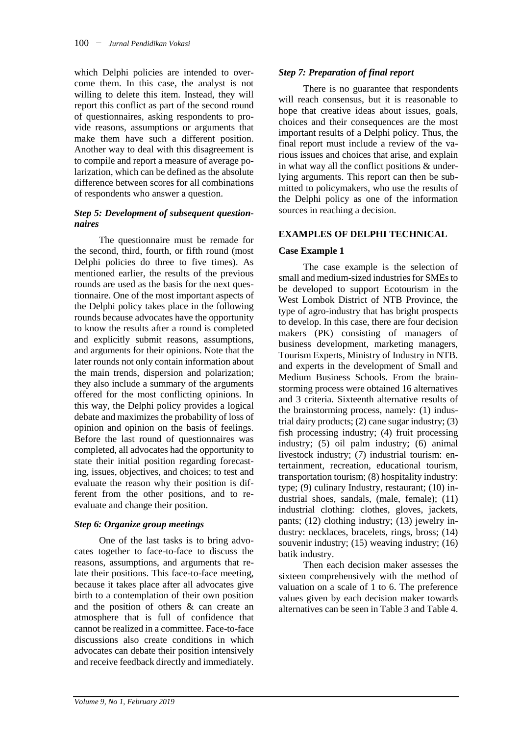which Delphi policies are intended to overcome them. In this case, the analyst is not willing to delete this item. Instead, they will report this conflict as part of the second round of questionnaires, asking respondents to provide reasons, assumptions or arguments that make them have such a different position. Another way to deal with this disagreement is to compile and report a measure of average polarization, which can be defined as the absolute difference between scores for all combinations of respondents who answer a question.

### *Step 5: Development of subsequent questionnaires*

The questionnaire must be remade for the second, third, fourth, or fifth round (most Delphi policies do three to five times). As mentioned earlier, the results of the previous rounds are used as the basis for the next questionnaire. One of the most important aspects of the Delphi policy takes place in the following rounds because advocates have the opportunity to know the results after a round is completed and explicitly submit reasons, assumptions, and arguments for their opinions. Note that the later rounds not only contain information about the main trends, dispersion and polarization; they also include a summary of the arguments offered for the most conflicting opinions. In this way, the Delphi policy provides a logical debate and maximizes the probability of loss of opinion and opinion on the basis of feelings. Before the last round of questionnaires was completed, all advocates had the opportunity to state their initial position regarding forecasting, issues, objectives, and choices; to test and evaluate the reason why their position is different from the other positions, and to re-evaluate and change their position.

### *Step 6: Organize group meetings*

One of the last tasks is to bring advocates together to face-to-face to discuss the reasons, assumptions, and arguments that relate their positions. This face-to-face meeting, because it takes place after all advocates give birth to a contemplation of their own position and the position of others & can create an atmosphere that is full of confidence that cannot be realized in a committee. Face-to-face discussions also create conditions in which advocates can debate their position intensively and receive feedback directly and immediately.

### *Step 7: Preparation of final report*

There is no guarantee that respondents will reach consensus, but it is reasonable to hope that creative ideas about issues, goals, choices and their consequences are the most important results of a Delphi policy. Thus, the final report must include a review of the various issues and choices that arise, and explain in what way all the conflict positions & underlying arguments. This report can then be submitted to policymakers, who use the results of the Delphi policy as one of the information sources in reaching a decision.

## EXAMPLES OF DELPHI TECHNICAL

### Case Example 1

The case example is the selection of small and medium-sized industries for SMEs to be developed to support Ecotourism in the West Lombok District of NTB Province, the type of agro-industry that has bright prospects to develop. In this case, there are four decision makers (PK) consisting of managers of business development, marketing managers, Tourism Experts, Ministry of Industry in NTB. and experts in the development of Small and Medium Business Schools. From the brainstorming process were obtained 16 alternatives and 3 criteria. Sixteenth alternative results of the brainstorming process, namely: (1) industrial dairy products; (2) cane sugar industry; (3) fish processing industry; (4) fruit processing industry; (5) oil palm industry; (6) animal livestock industry; (7) industrial tourism: entertainment, recreation, educational tourism, transportation tourism; (8) hospitality industry: type; (9) culinary Industry, restaurant; (10) industrial shoes, sandals, (male, female); (11) industrial clothing: clothes, gloves, jackets, pants; (12) clothing industry; (13) jewelry industry: necklaces, bracelets, rings, bross; (14) souvenir industry; (15) weaving industry; (16) batik industry.

Then each decision maker assesses the sixteen comprehensively with the method of valuation on a scale of 1 to 6. The preference values given by each decision maker towards alternatives can be seen in Table 3 and Table 4.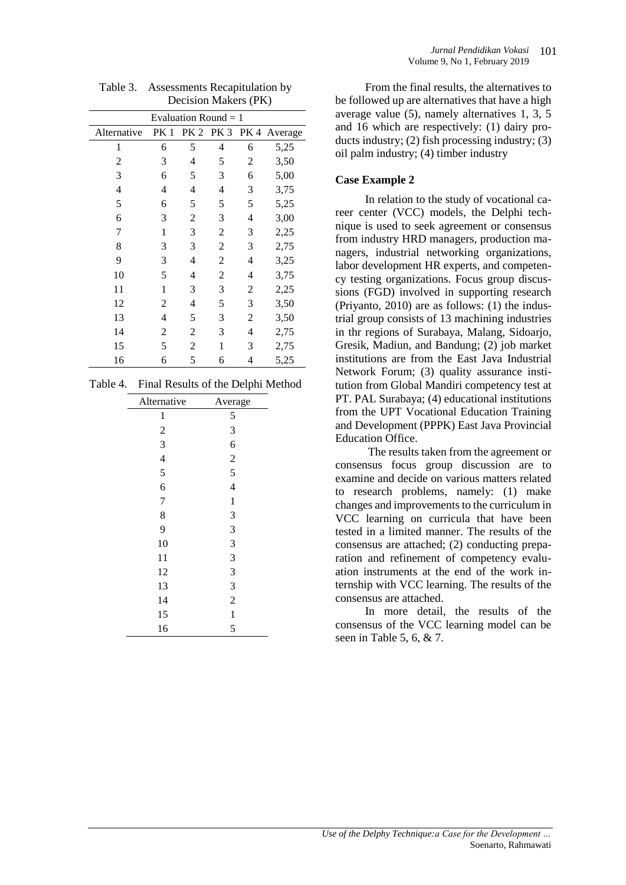Table 3. Assessments Recapitulation by Decision Makers (PK)

| Evaluation Round = 1 | | | | | |
|---|---|---|---|---|---|
| Alternative | PK 1 | PK 2 | PK 3 | PK 4 | Average |
| 1 | 6 | 5 | 4 | 6 | 5,25 |
| 2 | 3 | 4 | 5 | 2 | 3,50 |
| 3 | 6 | 5 | 3 | 6 | 5,00 |
| 4 | 4 | 4 | 4 | 3 | 3,75 |
| 5 | 6 | 5 | 5 | 5 | 5,25 |
| 6 | 3 | 2 | 3 | 4 | 3,00 |
| 7 | 1 | 3 | 2 | 3 | 2,25 |
| 8 | 3 | 3 | 2 | 3 | 2,75 |
| 9 | 3 | 4 | 2 | 4 | 3,25 |
| 10 | 5 | 4 | 2 | 4 | 3,75 |
| 11 | 1 | 3 | 3 | 2 | 2,25 |
| 12 | 2 | 4 | 5 | 3 | 3,50 |
| 13 | 4 | 5 | 3 | 2 | 3,50 |
| 14 | 2 | 2 | 3 | 4 | 2,75 |
| 15 | 5 | 2 | 1 | 3 | 2,75 |
| 16 | 6 | 5 | 6 | 4 | 5,25 |

Table 4. Final Results of the Delphi Method

| Alternative | Average |
|---|---|
| 1 | 5 |
| 2 | 3 |
| 3 | 6 |
| 4 | 2 |
| 5 | 5 |
| 6 | 4 |
| 7 | 1 |
| 8 | 3 |
| 9 | 3 |
| 10 | 3 |
| 11 | 3 |
| 12 | 3 |
| 13 | 3 |
| 14 | 2 |
| 15 | 1 |
| 16 | 5 |

From the final results, the alternatives to be followed up are alternatives that have a high average value (5), namely alternatives 1, 3, 5 and 16 which are respectively: (1) dairy products industry; (2) fish processing industry; (3) oil palm industry; (4) timber industry

**Case Example 2**

In relation to the study of vocational career center (VCC) models, the Delphi technique is used to seek agreement or consensus from industry HRD managers, production managers, industrial networking organizations, labor development HR experts, and competency testing organizations. Focus group discussions (FGD) involved in supporting research (Priyanto, 2010) are as follows: (1) the industrial group consists of 13 machining industries in thr regions of Surabaya, Malang, Sidoarjo, Gresik, Madiun, and Bandung; (2) job market institutions are from the East Java Industrial Network Forum; (3) quality assurance institution from Global Mandiri competency test at PT. PAL Surabaya; (4) educational institutions from the UPT Vocational Education Training and Development (PPPK) East Java Provincial Education Office.

The results taken from the agreement or consensus focus group discussion are to examine and decide on various matters related to research problems, namely: (1) make changes and improvements to the curriculum in VCC learning on curricula that have been tested in a limited manner. The results of the consensus are attached; (2) conducting preparation and refinement of competency evaluation instruments at the end of the work internship with VCC learning. The results of the consensus are attached.

In more detail, the results of the consensus of the VCC learning model can be seen in Table 5, 6, & 7.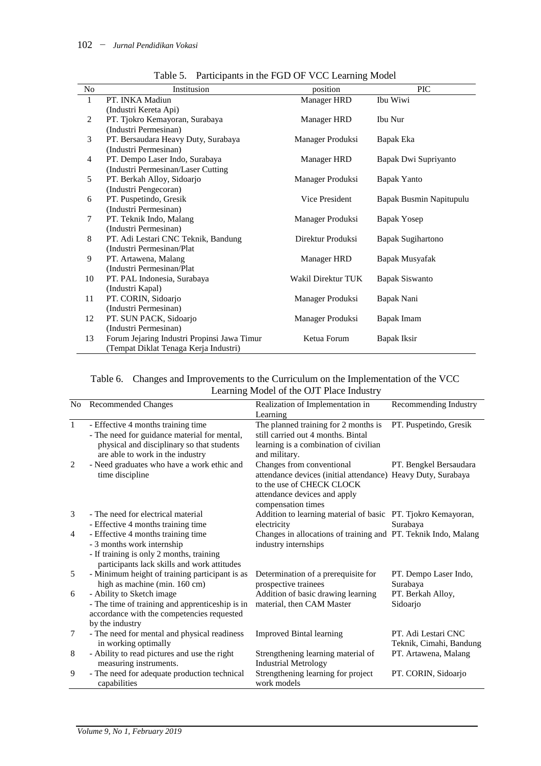Table 5. Participants in the FGD OF VCC Learning Model

| No | Institusion | position | PIC |
|---|---|---|---|
| 1 | PT. INKA Madiun (Industri Kereta Api) | Manager HRD | Ibu Wiwi |
| 2 | PT. Tjokro Kemayoran, Surabaya (Industri Permesinan) | Manager HRD | Ibu Nur |
| 3 | PT. Bersaudara Heavy Duty, Surabaya (Industri Permesinan) | Manager Produksi | Bapak Eka |
| 4 | PT. Dempo Laser Indo, Surabaya (Industri Permesinan/Laser Cutting | Manager HRD | Bapak Dwi Supriyanto |
| 5 | PT. Berkah Alloy, Sidoarjo (Industri Pengecoran) | Manager Produksi | Bapak Yanto |
| 6 | PT. Puspetindo, Gresik (Industri Permesinan) | Vice President | Bapak Busmin Napitupulu |
| 7 | PT. Teknik Indo, Malang (Industri Permesinan) | Manager Produksi | Bapak Yosep |
| 8 | PT. Adi Lestari CNC Teknik, Bandung (Industri Permesinan/Plat | Direktur Produksi | Bapak Sugihartono |
| 9 | PT. Artawena, Malang (Industri Permesinan/Plat | Manager HRD | Bapak Musyafak |
| 10 | PT. PAL Indonesia, Surabaya (Industri Kapal) | Wakil Direktur TUK | Bapak Siswanto |
| 11 | PT. CORIN, Sidoarjo (Industri Permesinan) | Manager Produksi | Bapak Nani |
| 12 | PT. SUN PACK, Sidoarjo (Industri Permesinan) | Manager Produksi | Bapak Imam |
| 13 | Forum Jejaring Industri Propinsi Jawa Timur (Tempat Diklat Tenaga Kerja Industri) | Ketua Forum | Bapak Iksir |

Table 6. Changes and Improvements to the Curriculum on the Implementation of the VCC Learning Model of the OJT Place Industry

| No | Recommended Changes | Realization of Implementation in Learning | Recommending Industry |
|---|---|---|---|
| 1 | - Effective 4 months training time<br>- The need for guidance material for mental, physical and disciplinary so that students are able to work in the industry | The planned training for 2 months is still carried out 4 months. Bintal learning is a combination of civilian and military. | PT. Puspetindo, Gresik |
| 2 | - Need graduates who have a work ethic and time discipline | Changes from conventional attendance devices (initial attendance) to the use of CHECK CLOCK attendance devices and apply compensation times | PT. Bengkel Bersaudara Heavy Duty, Surabaya |
| 3 | - The need for electrical material<br>- Effective 4 months training time | Addition to learning material of basic electricity | PT. Tjokro Kemayoran, Surabaya |
| 4 | - Effective 4 months training time<br>- 3 months work internship<br>- If training is only 2 months, training participants lack skills and work attitudes | Changes in allocations of training and industry internships | PT. Teknik Indo, Malang |
| 5 | - Minimum height of training participant is as high as machine (min. 160 cm) | Determination of a prerequisite for prospective trainees | PT. Dempo Laser Indo, Surabaya |
| 6 | - Ability to Sketch image<br>- The time of training and apprenticeship is in accordance with the competencies requested by the industry | Addition of basic drawing learning material, then CAM Master | PT. Berkah Alloy, Sidoarjo |
| 7 | - The need for mental and physical readiness in working optimally | Improved Bintal learning | PT. Adi Lestari CNC Teknik, Cimahi, Bandung |
| 8 | - Ability to read pictures and use the right measuring instruments. | Strengthening learning material of Industrial Metrology | PT. Artawena, Malang |
| 9 | - The need for adequate production technical capabilities | Strengthening learning for project work models | PT. CORIN, Sidoarjo |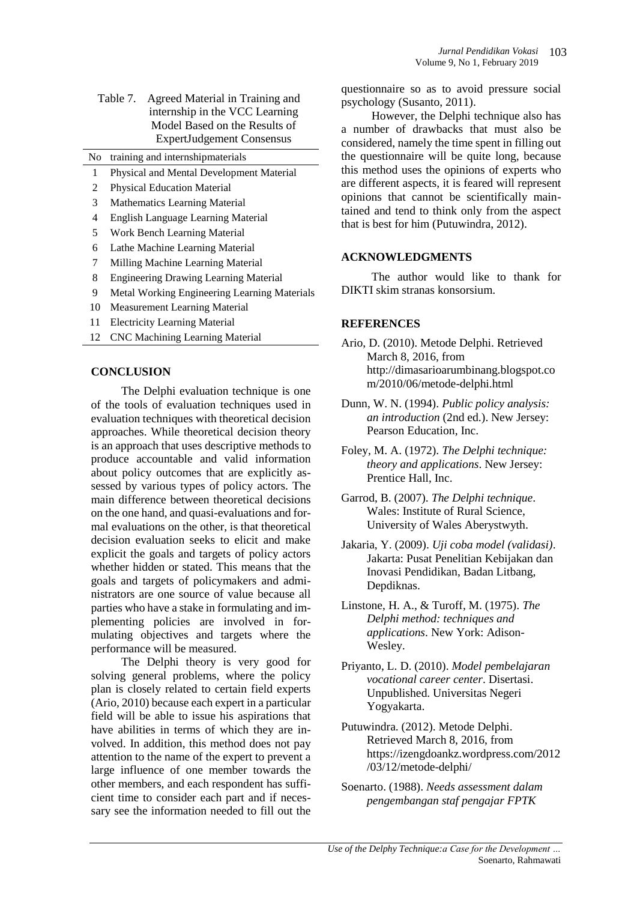Table 7. Agreed Material in Training and internship in the VCC Learning Model Based on the Results of ExpertJudgement Consensus

| No | training and internshipmaterials |
|---|---|
| 1 | Physical and Mental Development Material |
| 2 | Physical Education Material |
| 3 | Mathematics Learning Material |
| 4 | English Language Learning Material |
| 5 | Work Bench Learning Material |
| 6 | Lathe Machine Learning Material |
| 7 | Milling Machine Learning Material |
| 8 | Engineering Drawing Learning Material |
| 9 | Metal Working Engineering Learning Materials |
| 10 | Measurement Learning Material |
| 11 | Electricity Learning Material |
| 12 | CNC Machining Learning Material |

## CONCLUSION

The Delphi evaluation technique is one of the tools of evaluation techniques used in evaluation techniques with theoretical decision approaches. While theoretical decision theory is an approach that uses descriptive methods to produce accountable and valid information about policy outcomes that are explicitly assessed by various types of policy actors. The main difference between theoretical decisions on the one hand, and quasi-evaluations and formal evaluations on the other, is that theoretical decision evaluation seeks to elicit and make explicit the goals and targets of policy actors whether hidden or stated. This means that the goals and targets of policymakers and administrators are one source of value because all parties who have a stake in formulating and implementing policies are involved in formulating objectives and targets where the performance will be measured.

The Delphi theory is very good for solving general problems, where the policy plan is closely related to certain field experts (Ario, 2010) because each expert in a particular field will be able to issue his aspirations that have abilities in terms of which they are involved. In addition, this method does not pay attention to the name of the expert to prevent a large influence of one member towards the other members, and each respondent has sufficient time to consider each part and if necessary see the information needed to fill out the questionnaire so as to avoid pressure social psychology (Susanto, 2011).

However, the Delphi technique also has a number of drawbacks that must also be considered, namely the time spent in filling out the questionnaire will be quite long, because this method uses the opinions of experts who are different aspects, it is feared will represent opinions that cannot be scientifically maintained and tend to think only from the aspect that is best for him (Putuwindra, 2012).

## ACKNOWLEDGMENTS

The author would like to thank for DIKTI skim stranas konsorsium.

## REFERENCES

Ario, D. (2010). Metode Delphi. Retrieved March 8, 2016, from http://dimasarioarumbinang.blogspot.com/2010/06/metode-delphi.html

Dunn, W. N. (1994). *Public policy analysis: an introduction* (2nd ed.). New Jersey: Pearson Education, Inc.

Foley, M. A. (1972). *The Delphi technique: theory and applications*. New Jersey: Prentice Hall, Inc.

Garrod, B. (2007). *The Delphi technique*. Wales: Institute of Rural Science, University of Wales Aberystwyth.

Jakaria, Y. (2009). *Uji coba model (validasi)*. Jakarta: Pusat Penelitian Kebijakan dan Inovasi Pendidikan, Badan Litbang, Depdiknas.

Linstone, H. A., & Turoff, M. (1975). *The Delphi method: techniques and applications*. New York: Adison-Wesley.

Priyanto, L. D. (2010). *Model pembelajaran vocational career center*. Disertasi. Unpublished. Universitas Negeri Yogyakarta.

Putuwindra. (2012). Metode Delphi. Retrieved March 8, 2016, from https://izengdoankz.wordpress.com/2012/03/12/metode-delphi/

Soenarto. (1988). *Needs assessment dalam pengembangan staf pengajar FPTK*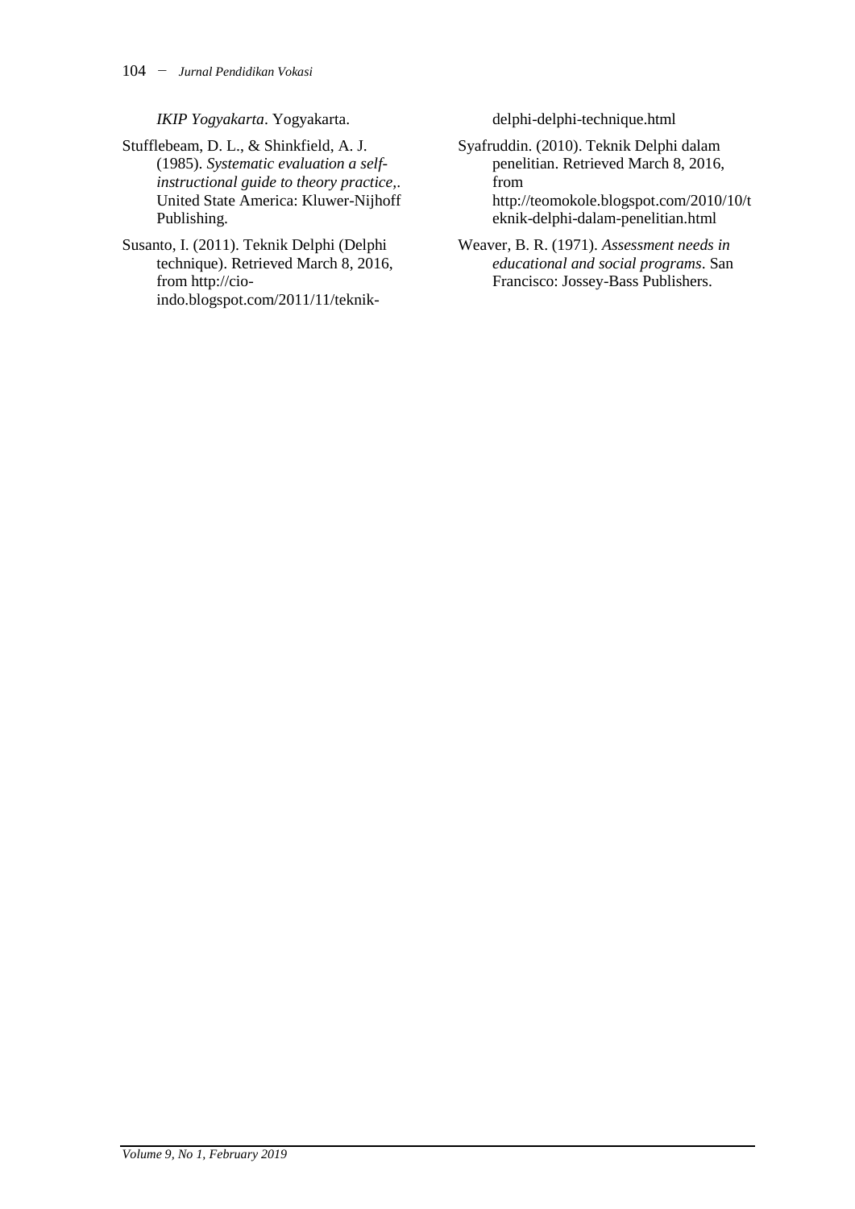*IKIP Yogyakarta*. Yogyakarta.

Stufflebeam, D. L., & Shinkfield, A. J. (1985). *Systematic evaluation a self-instructional guide to theory practice,*. United State America: Kluwer-Nijhoff Publishing.

Susanto, I. (2011). Teknik Delphi (Delphi technique). Retrieved March 8, 2016, from http://cio-indo.blogspot.com/2011/11/teknik-delphi-delphi-technique.html

Syafruddin. (2010). Teknik Delphi dalam penelitian. Retrieved March 8, 2016, from http://teomokole.blogspot.com/2010/10/teknik-delphi-dalam-penelitian.html

Weaver, B. R. (1971). *Assessment needs in educational and social programs*. San Francisco: Jossey-Bass Publishers.